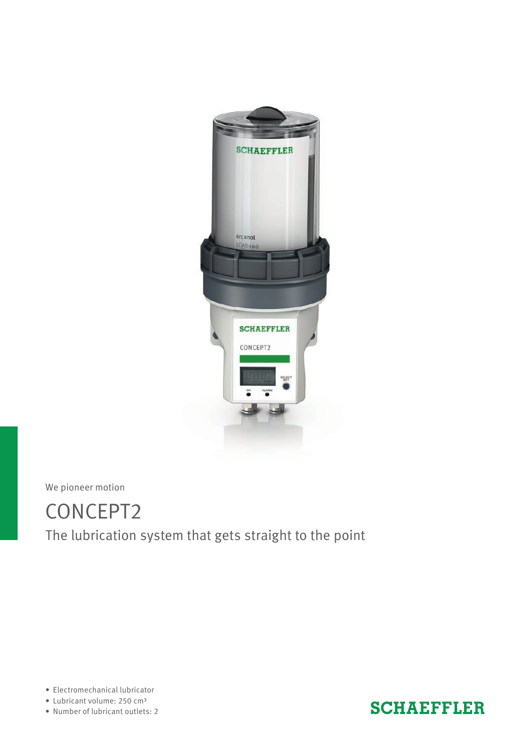We pioneer motion

# CONCEPT2

## The lubrication system that gets straight to the point

- Electromechanical lubricator
- Lubricant volume: 250 cm³
- Number of lubricant outlets: 2

SCHAEFFLER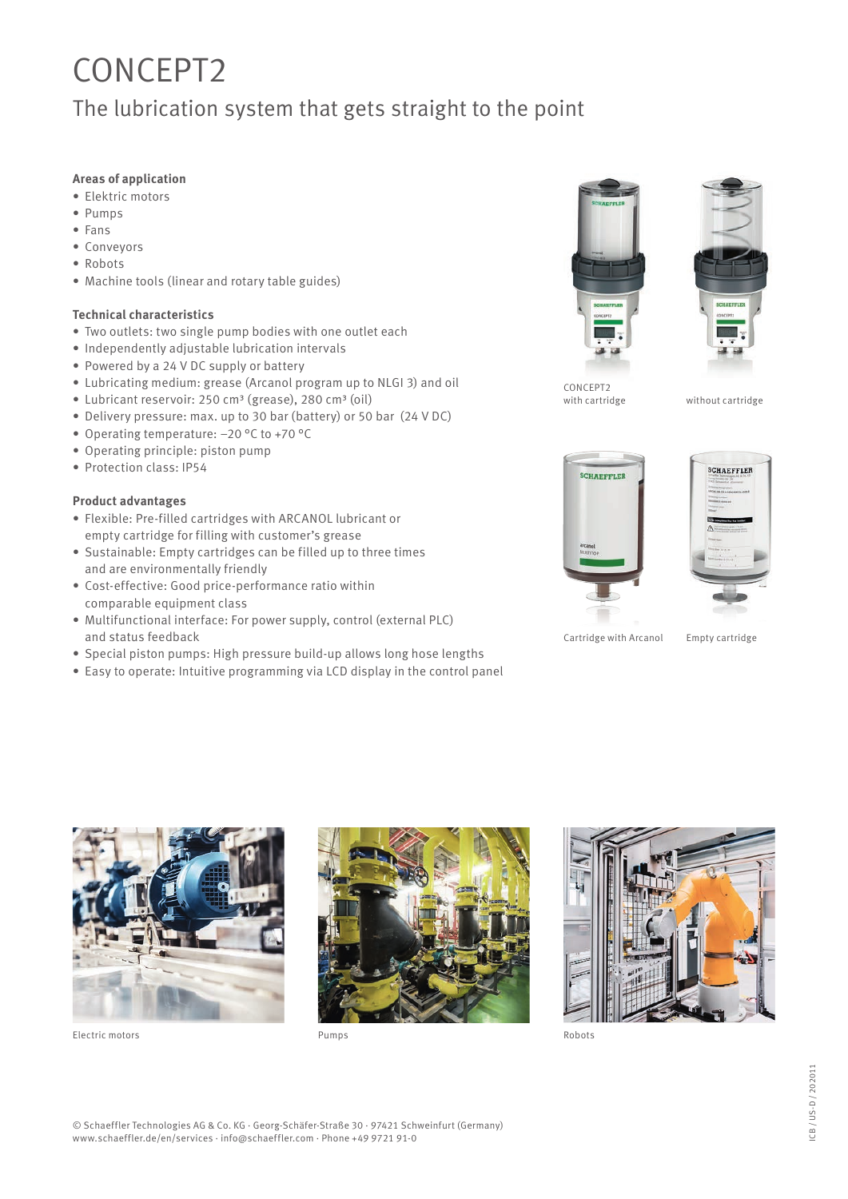# CONCEPT2

## The lubrication system that gets straight to the point

**Areas of application**

- Elektric motors
- Pumps
- Fans
- Conveyors
- Robots
- Machine tools (linear and rotary table guides)

**Technical characteristics**

- Two outlets: two single pump bodies with one outlet each
- Independently adjustable lubrication intervals
- Powered by a 24 V DC supply or battery
- Lubricating medium: grease (Arcanol program up to NLGI 3) and oil
- Lubricant reservoir: 250 cm³ (grease), 280 cm³ (oil)
- Delivery pressure: max. up to 30 bar (battery) or 50 bar (24 V DC)
- Operating temperature: –20 °C to +70 °C
- Operating principle: piston pump
- Protection class: IP54

**Product advantages**

- Flexible: Pre-filled cartridges with ARCANOL lubricant or empty cartridge for filling with customer's grease
- Sustainable: Empty cartridges can be filled up to three times and are environmentally friendly
- Cost-effective: Good price-performance ratio within comparable equipment class
- Multifunctional interface: For power supply, control (external PLC) and status feedback
- Special piston pumps: High pressure build-up allows long hose lengths
- Easy to operate: Intuitive programming via LCD display in the control panel

CONCEPT2 with cartridge

without cartridge

Cartridge with Arcanol

Empty cartridge

Electric motors

Pumps

Robots

© Schaeffler Technologies AG & Co. KG · Georg-Schäfer-Straße 30 · 97421 Schweinfurt (Germany)
www.schaeffler.de/en/services · info@schaeffler.com · Phone +49 9721 91-0

ICB / US-D / 202011